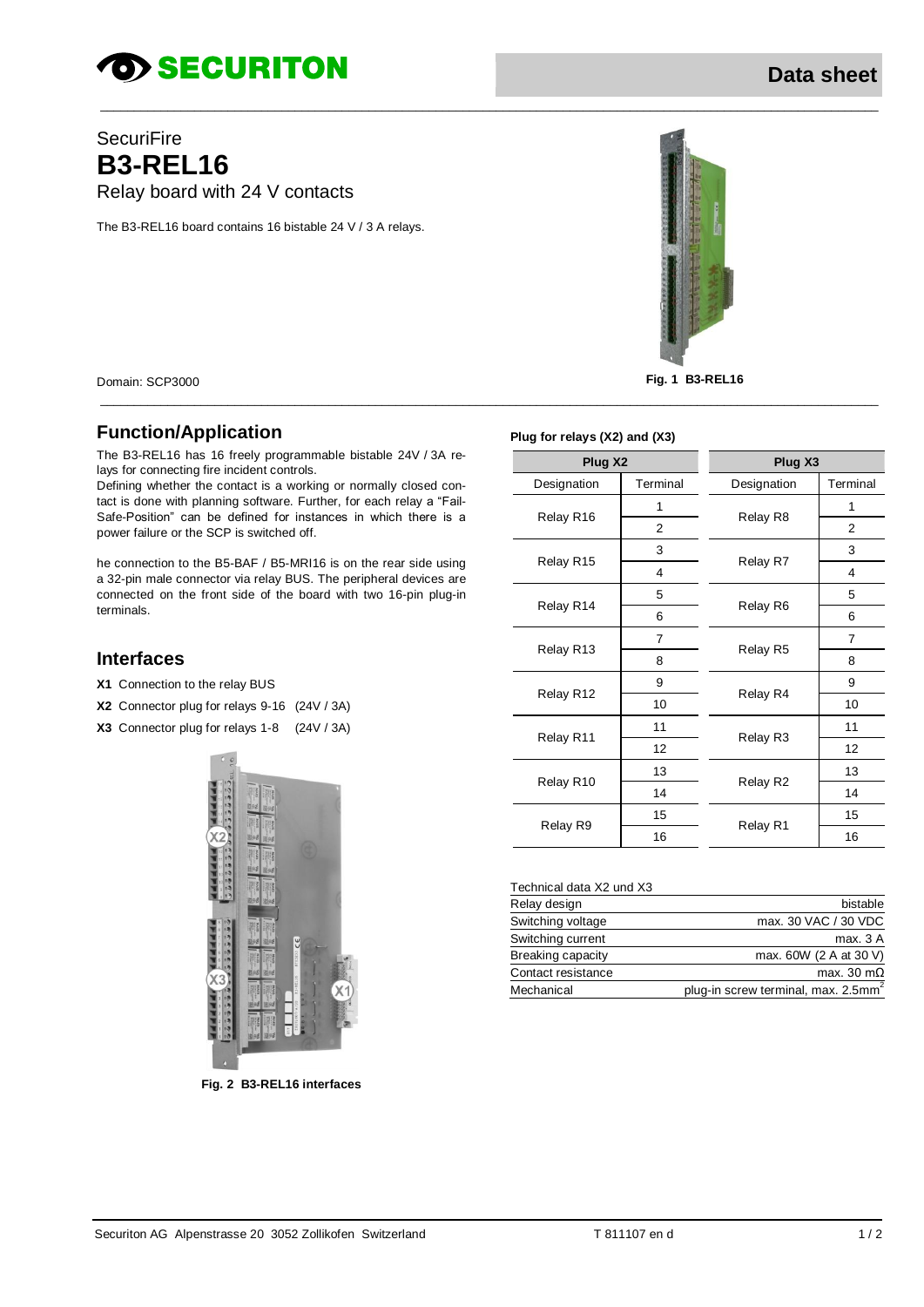SecuriFire

# B3-REL16

Relay board with 24 V contacts

The B3-REL16 board contains 16 bistable 24 V / 3 A relays.

Domain: SCP3000

**Fig. 1 B3-REL16**

## Function/Application

The B3-REL16 has 16 freely programmable bistable 24V / 3A relays for connecting fire incident controls.

Defining whether the contact is a working or normally closed contact is done with planning software. Further, for each relay a "Fail-Safe-Position" can be defined for instances in which there is a power failure or the SCP is switched off.

he connection to the B5-BAF / B5-MRI16 is on the rear side using a 32-pin male connector via relay BUS. The peripheral devices are connected on the front side of the board with two 16-pin plug-in terminals.

## Interfaces

**X1** Connection to the relay BUS

**X2** Connector plug for relays 9-16 (24V / 3A)

**X3** Connector plug for relays 1-8 (24V / 3A)

**Fig. 2 B3-REL16 interfaces**

**Plug for relays (X2) and (X3)**

| Plug X2 | | Plug X3 | |
|---|---|---|---|
| Designation | Terminal | Designation | Terminal |
| Relay R16 | 1 | Relay R8 | 1 |
| | 2 | | 2 |
| Relay R15 | 3 | Relay R7 | 3 |
| | 4 | | 4 |
| Relay R14 | 5 | Relay R6 | 5 |
| | 6 | | 6 |
| Relay R13 | 7 | Relay R5 | 7 |
| | 8 | | 8 |
| Relay R12 | 9 | Relay R4 | 9 |
| | 10 | | 10 |
| Relay R11 | 11 | Relay R3 | 11 |
| | 12 | | 12 |
| Relay R10 | 13 | Relay R2 | 13 |
| | 14 | | 14 |
| Relay R9 | 15 | Relay R1 | 15 |
| | 16 | | 16 |

| Technical data X2 und X3 | |
|---|---|
| Relay design | bistable |
| Switching voltage | max. 30 VAC / 30 VDC |
| Switching current | max. 3 A |
| Breaking capacity | max. 60W (2 A at 30 V) |
| Contact resistance | max. 30 mΩ |
| Mechanical | plug-in screw terminal, max. 2.5mm$^2$ |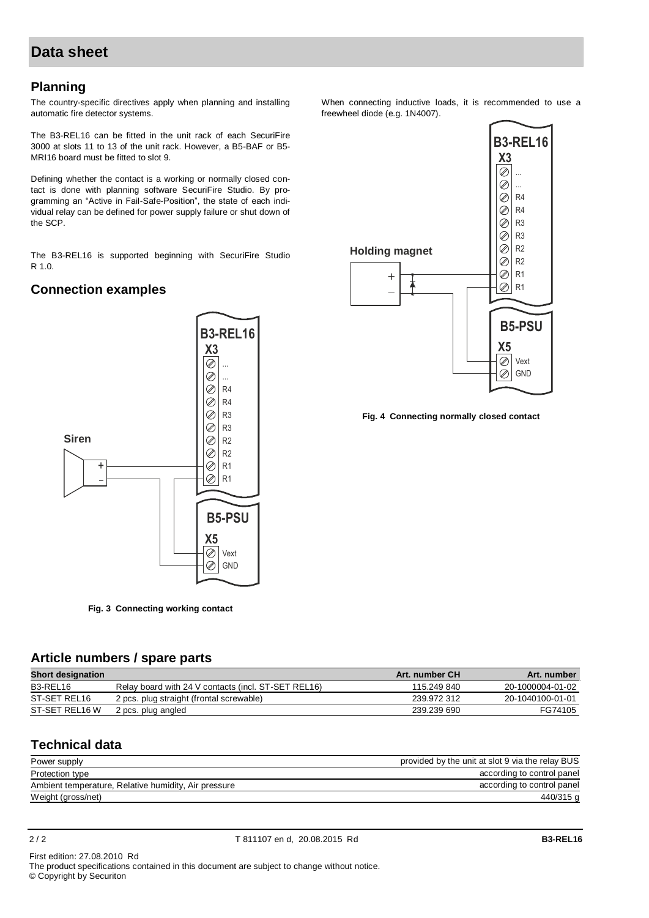# Data sheet

## Planning

The country-specific directives apply when planning and installing automatic fire detector systems.

The B3-REL16 can be fitted in the unit rack of each SecuriFire 3000 at slots 11 to 13 of the unit rack. However, a B5-BAF or B5-MRI16 board must be fitted to slot 9.

Defining whether the contact is a working or normally closed contact is done with planning software SecuriFire Studio. By programming an "Active in Fail-Safe-Position", the state of each individual relay can be defined for power supply failure or shut down of the SCP.

The B3-REL16 is supported beginning with SecuriFire Studio R 1.0.

## Connection examples

B3-REL16
X3
...
...
R4
R4
R3
R3
R2
R2
R1
R1
Siren
+
–
B5-PSU
X5
Vext
GND

**Fig. 3 Connecting working contact**

When connecting inductive loads, it is recommended to use a freewheel diode (e.g. 1N4007).

B3-REL16
X3
...
...
R4
R4
R3
R3
R2
R2
R1
R1
Holding magnet
+
–
B5-PSU
X5
Vext
GND

**Fig. 4 Connecting normally closed contact**

## Article numbers / spare parts

| Short designation | | Art. number CH | Art. number |
|---|---|---|---|
| B3-REL16 | Relay board with 24 V contacts (incl. ST-SET REL16) | 115.249 840 | 20-1000004-01-02 |
| ST-SET REL16 | 2 pcs. plug straight (frontal screwable) | 239.972 312 | 20-1040100-01-01 |
| ST-SET REL16 W | 2 pcs. plug angled | 239.239 690 | FG74105 |

## Technical data

| | |
|---|---|
| Power supply | provided by the unit at slot 9 via the relay BUS |
| Protection type | according to control panel |
| Ambient temperature, Relative humidity, Air pressure | according to control panel |
| Weight (gross/net) | 440/315 g |

T 811107 en d, 20.08.2015 Rd

First edition: 27.08.2010 Rd
The product specifications contained in this document are subject to change without notice.
© Copyright by Securiton